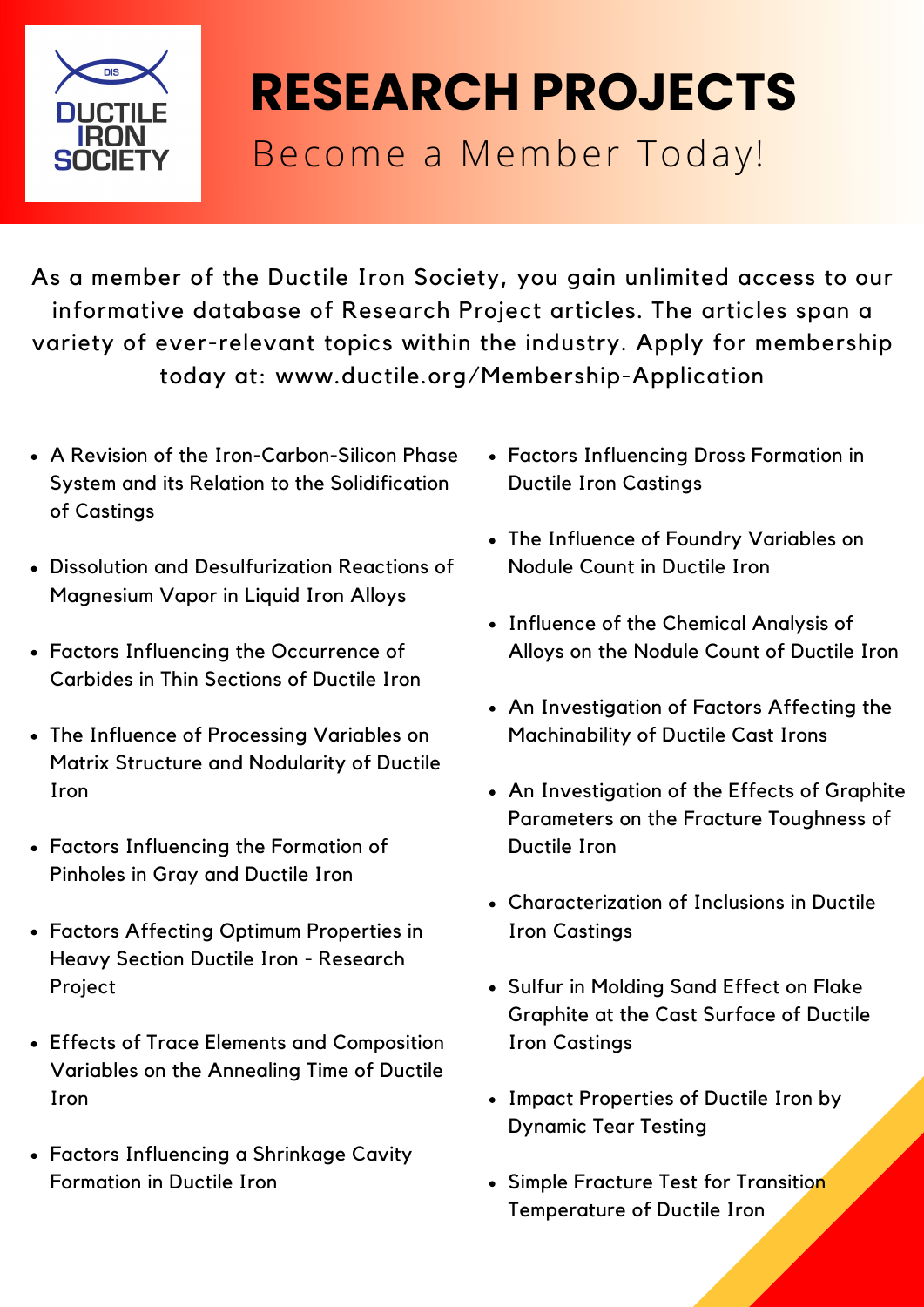DIS

DUCTILE IRON SOCIETY

# RESEARCH PROJECTS

## Become a Member Today!

As a member of the Ductile Iron Society, you gain unlimited access to our informative database of Research Project articles. The articles span a variety of ever-relevant topics within the industry. Apply for membership today at: www.ductile.org/Membership-Application

- A Revision of the Iron-Carbon-Silicon Phase System and its Relation to the Solidification of Castings
- Dissolution and Desulfurization Reactions of Magnesium Vapor in Liquid Iron Alloys
- Factors Influencing the Occurrence of Carbides in Thin Sections of Ductile Iron
- The Influence of Processing Variables on Matrix Structure and Nodularity of Ductile Iron
- Factors Influencing the Formation of Pinholes in Gray and Ductile Iron
- Factors Affecting Optimum Properties in Heavy Section Ductile Iron - Research Project
- Effects of Trace Elements and Composition Variables on the Annealing Time of Ductile Iron
- Factors Influencing a Shrinkage Cavity Formation in Ductile Iron
- Factors Influencing Dross Formation in Ductile Iron Castings
- The Influence of Foundry Variables on Nodule Count in Ductile Iron
- Influence of the Chemical Analysis of Alloys on the Nodule Count of Ductile Iron
- An Investigation of Factors Affecting the Machinability of Ductile Cast Irons
- An Investigation of the Effects of Graphite Parameters on the Fracture Toughness of Ductile Iron
- Characterization of Inclusions in Ductile Iron Castings
- Sulfur in Molding Sand Effect on Flake Graphite at the Cast Surface of Ductile Iron Castings
- Impact Properties of Ductile Iron by Dynamic Tear Testing
- Simple Fracture Test for Transition Temperature of Ductile Iron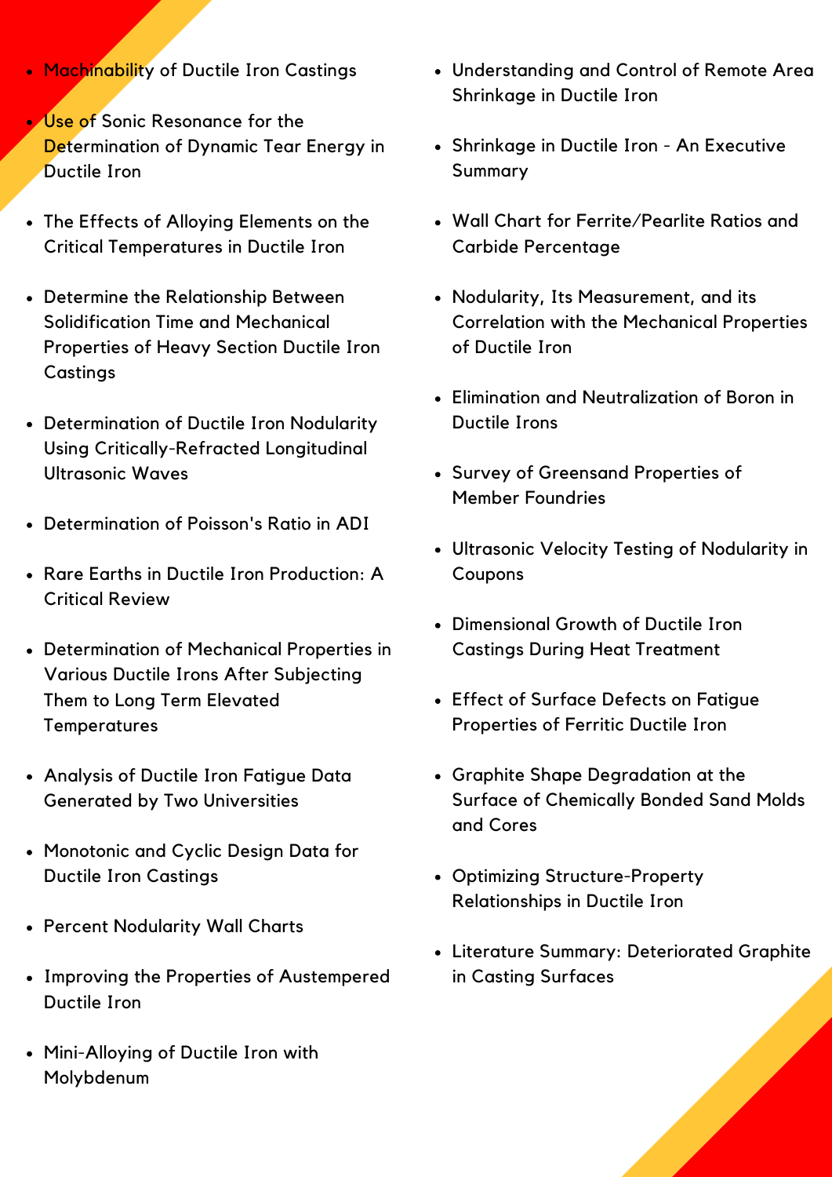- Machinability of Ductile Iron Castings
- Use of Sonic Resonance for the Determination of Dynamic Tear Energy in Ductile Iron
- The Effects of Alloying Elements on the Critical Temperatures in Ductile Iron
- Determine the Relationship Between Solidification Time and Mechanical Properties of Heavy Section Ductile Iron Castings
- Determination of Ductile Iron Nodularity Using Critically-Refracted Longitudinal Ultrasonic Waves
- Determination of Poisson's Ratio in ADI
- Rare Earths in Ductile Iron Production: A Critical Review
- Determination of Mechanical Properties in Various Ductile Irons After Subjecting Them to Long Term Elevated Temperatures
- Analysis of Ductile Iron Fatigue Data Generated by Two Universities
- Monotonic and Cyclic Design Data for Ductile Iron Castings
- Percent Nodularity Wall Charts
- Improving the Properties of Austempered Ductile Iron
- Mini-Alloying of Ductile Iron with Molybdenum
- Understanding and Control of Remote Area Shrinkage in Ductile Iron
- Shrinkage in Ductile Iron - An Executive Summary
- Wall Chart for Ferrite/Pearlite Ratios and Carbide Percentage
- Nodularity, Its Measurement, and its Correlation with the Mechanical Properties of Ductile Iron
- Elimination and Neutralization of Boron in Ductile Irons
- Survey of Greensand Properties of Member Foundries
- Ultrasonic Velocity Testing of Nodularity in Coupons
- Dimensional Growth of Ductile Iron Castings During Heat Treatment
- Effect of Surface Defects on Fatigue Properties of Ferritic Ductile Iron
- Graphite Shape Degradation at the Surface of Chemically Bonded Sand Molds and Cores
- Optimizing Structure-Property Relationships in Ductile Iron
- Literature Summary: Deteriorated Graphite in Casting Surfaces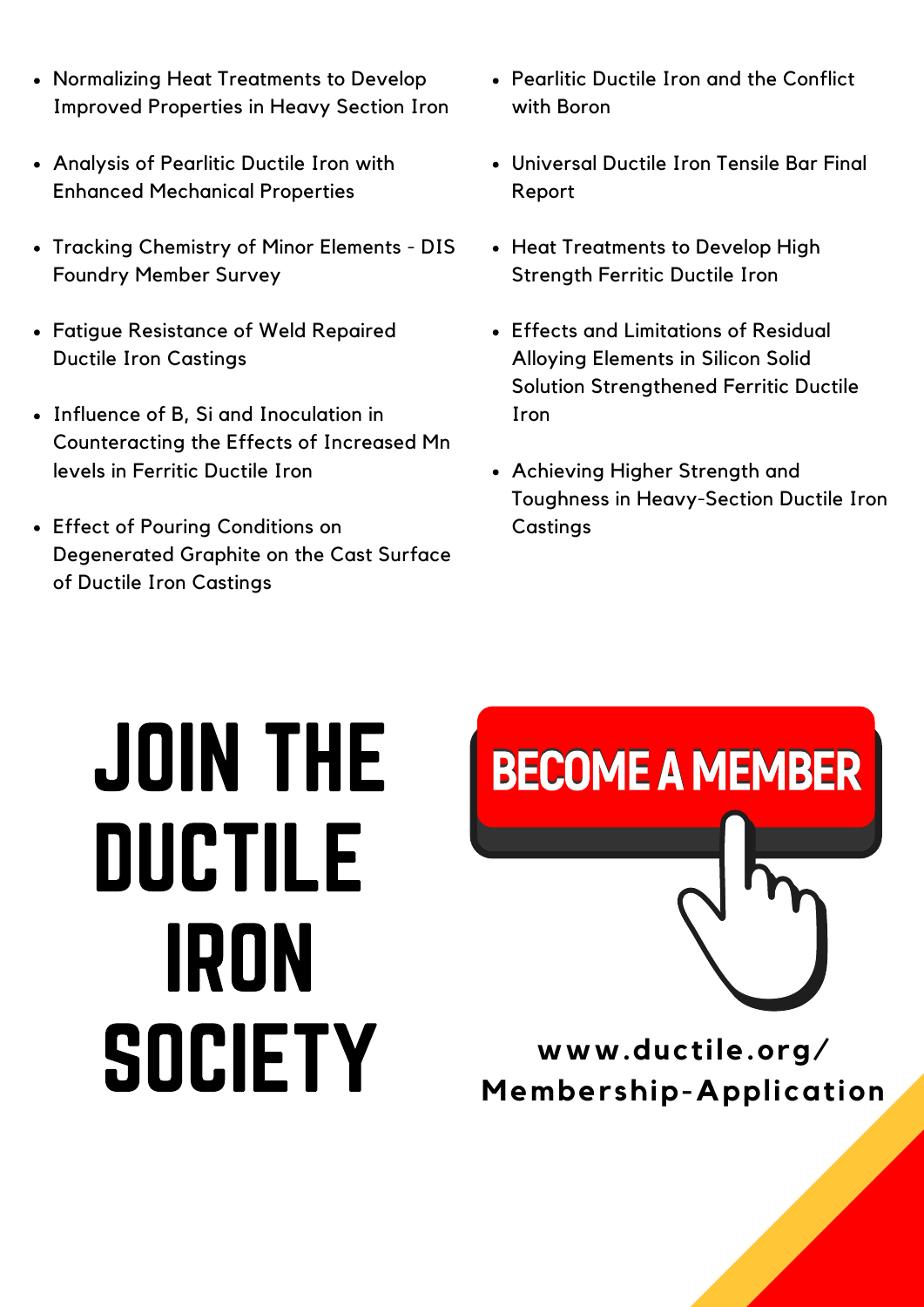- Normalizing Heat Treatments to Develop Improved Properties in Heavy Section Iron
- Analysis of Pearlitic Ductile Iron with Enhanced Mechanical Properties
- Tracking Chemistry of Minor Elements - DIS Foundry Member Survey
- Fatigue Resistance of Weld Repaired Ductile Iron Castings
- Influence of B, Si and Inoculation in Counteracting the Effects of Increased Mn levels in Ferritic Ductile Iron
- Effect of Pouring Conditions on Degenerated Graphite on the Cast Surface of Ductile Iron Castings
- Pearlitic Ductile Iron and the Conflict with Boron
- Universal Ductile Iron Tensile Bar Final Report
- Heat Treatments to Develop High Strength Ferritic Ductile Iron
- Effects and Limitations of Residual Alloying Elements in Silicon Solid Solution Strengthened Ferritic Ductile Iron
- Achieving Higher Strength and Toughness in Heavy-Section Ductile Iron Castings

# JOIN THE DUCTILE IRON SOCIETY

**BECOME A MEMBER**

**www.ductile.org/Membership-Application**